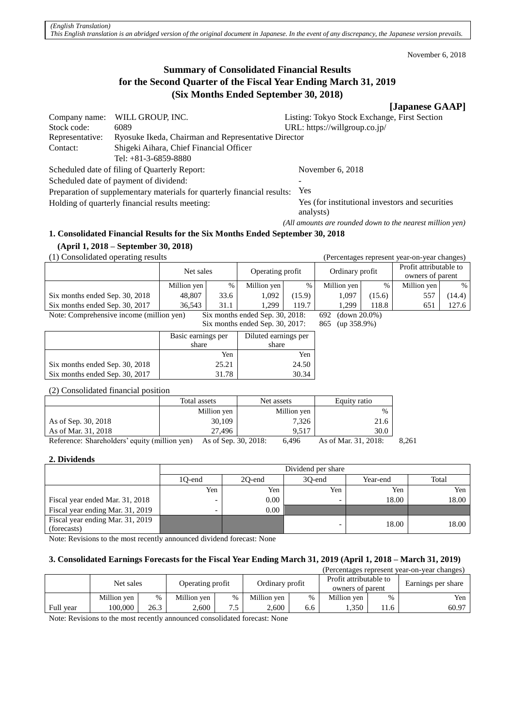*(English Translation)*
*This English translation is an abridged version of the original document in Japanese. In the event of any discrepancy, the Japanese version prevails.*

November 6, 2018

# Summary of Consolidated Financial Results for the Second Quarter of the Fiscal Year Ending March 31, 2019 (Six Months Ended September 30, 2018)

**[Japanese GAAP]**

Company name: WILL GROUP, INC. Listing: Tokyo Stock Exchange, First Section
Stock code: 6089 URL: https://willgroup.co.jp/
Representative: Ryosuke Ikeda, Chairman and Representative Director
Contact: Shigeki Aihara, Chief Financial Officer
Tel: +81-3-6859-8880
Scheduled date of filing of Quarterly Report: November 6, 2018
Scheduled date of payment of dividend: -
Preparation of supplementary materials for quarterly financial results: Yes
Holding of quarterly financial results meeting: Yes (for institutional investors and securities analysts)

*(All amounts are rounded down to the nearest million yen)*

## 1. Consolidated Financial Results for the Six Months Ended September 30, 2018 (April 1, 2018 – September 30, 2018)

(1) Consolidated operating results (Percentages represent year-on-year changes)

| | Net sales | | Operating profit | | Ordinary profit | | Profit attributable to owners of parent | |
|---|---|---|---|---|---|---|---|---|
| | Million yen | % | Million yen | % | Million yen | % | Million yen | % |
| Six months ended Sep. 30, 2018 | 48,807 | 33.6 | 1,092 | (15.9) | 1,097 | (15.6) | 557 | (14.4) |
| Six months ended Sep. 30, 2017 | 36,543 | 31.1 | 1,299 | 119.7 | 1,299 | 118.8 | 651 | 127.6 |

Note: Comprehensive income (million yen) Six months ended Sep. 30, 2018: 692 (down 20.0%)
Six months ended Sep. 30, 2017: 865 (up 358.9%)

| | Basic earnings per share | Diluted earnings per share |
|---|---|---|
| | Yen | Yen |
| Six months ended Sep. 30, 2018 | 25.21 | 24.50 |
| Six months ended Sep. 30, 2017 | 31.78 | 30.34 |

(2) Consolidated financial position

| | Total assets | Net assets | Equity ratio |
|---|---|---|---|
| | Million yen | Million yen | % |
| As of Sep. 30, 2018 | 30,109 | 7,326 | 21.6 |
| As of Mar. 31, 2018 | 27,496 | 9,517 | 30.0 |

Reference: Shareholders' equity (million yen) As of Sep. 30, 2018: 6,496 As of Mar. 31, 2018: 8,261

## 2. Dividends

| | Dividend per share | | | | |
|---|---|---|---|---|---|
| | 1Q-end | 2Q-end | 3Q-end | Year-end | Total |
| | Yen | Yen | Yen | Yen | Yen |
| Fiscal year ended Mar. 31, 2018 | - | 0.00 | - | 18.00 | 18.00 |
| Fiscal year ending Mar. 31, 2019 | - | 0.00 | | | |
| Fiscal year ending Mar. 31, 2019 (forecasts) | | | - | 18.00 | 18.00 |

Note: Revisions to the most recently announced dividend forecast: None

## 3. Consolidated Earnings Forecasts for the Fiscal Year Ending March 31, 2019 (April 1, 2018 – March 31, 2019)

(Percentages represent year-on-year changes)

| | Net sales | | Operating profit | | Ordinary profit | | Profit attributable to owners of parent | | Earnings per share |
|---|---|---|---|---|---|---|---|---|---|
| | Million yen | % | Million yen | % | Million yen | % | Million yen | % | Yen |
| Full year | 100,000 | 26.3 | 2,600 | 7.5 | 2,600 | 6.6 | 1,350 | 11.6 | 60.97 |

Note: Revisions to the most recently announced consolidated forecast: None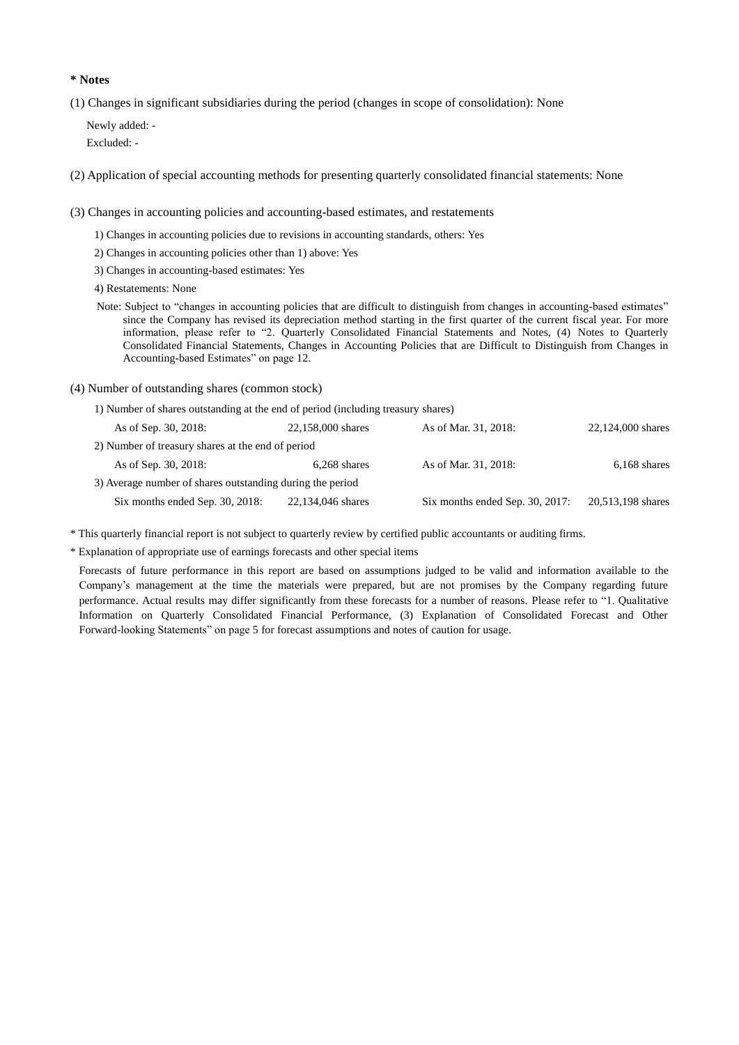**\* Notes**

(1) Changes in significant subsidiaries during the period (changes in scope of consolidation): None

Newly added: -

Excluded: -

(2) Application of special accounting methods for presenting quarterly consolidated financial statements: None

(3) Changes in accounting policies and accounting-based estimates, and restatements

1) Changes in accounting policies due to revisions in accounting standards, others: Yes

2) Changes in accounting policies other than 1) above: Yes

3) Changes in accounting-based estimates: Yes

4) Restatements: None

Note: Subject to "changes in accounting policies that are difficult to distinguish from changes in accounting-based estimates" since the Company has revised its depreciation method starting in the first quarter of the current fiscal year. For more information, please refer to "2. Quarterly Consolidated Financial Statements and Notes, (4) Notes to Quarterly Consolidated Financial Statements, Changes in Accounting Policies that are Difficult to Distinguish from Changes in Accounting-based Estimates" on page 12.

(4) Number of outstanding shares (common stock)

1) Number of shares outstanding at the end of period (including treasury shares)

| | | | |
|---|---|---|---|
| As of Sep. 30, 2018: | 22,158,000 shares | As of Mar. 31, 2018: | 22,124,000 shares |

2) Number of treasury shares at the end of period

| | | | |
|---|---|---|---|
| As of Sep. 30, 2018: | 6,268 shares | As of Mar. 31, 2018: | 6,168 shares |

3) Average number of shares outstanding during the period

| | | | |
|---|---|---|---|
| Six months ended Sep. 30, 2018: | 22,134,046 shares | Six months ended Sep. 30, 2017: | 20,513,198 shares |

\* This quarterly financial report is not subject to quarterly review by certified public accountants or auditing firms.

\* Explanation of appropriate use of earnings forecasts and other special items

Forecasts of future performance in this report are based on assumptions judged to be valid and information available to the Company's management at the time the materials were prepared, but are not promises by the Company regarding future performance. Actual results may differ significantly from these forecasts for a number of reasons. Please refer to "1. Qualitative Information on Quarterly Consolidated Financial Performance, (3) Explanation of Consolidated Forecast and Other Forward-looking Statements" on page 5 for forecast assumptions and notes of caution for usage.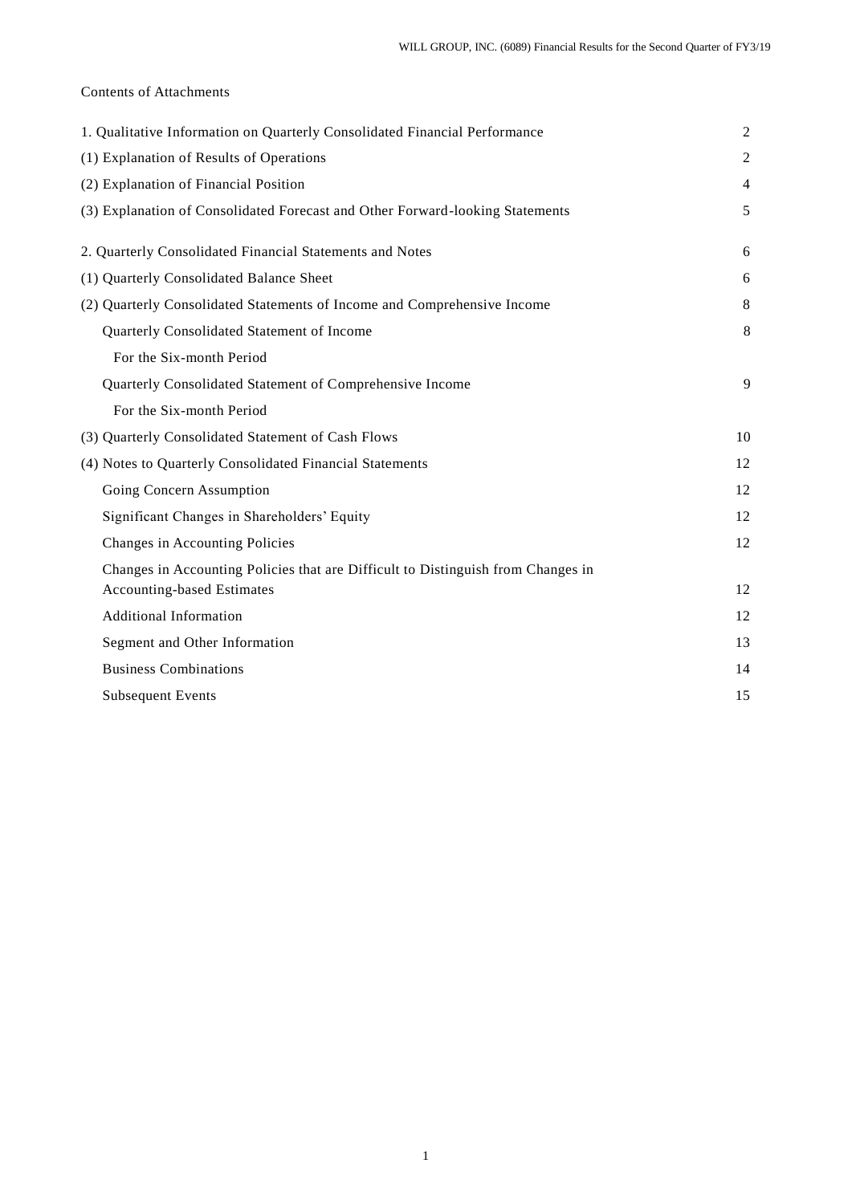Contents of Attachments

| | |
|---|---|
| 1. Qualitative Information on Quarterly Consolidated Financial Performance | 2 |
| (1) Explanation of Results of Operations | 2 |
| (2) Explanation of Financial Position | 4 |
| (3) Explanation of Consolidated Forecast and Other Forward-looking Statements | 5 |
| 2. Quarterly Consolidated Financial Statements and Notes | 6 |
| (1) Quarterly Consolidated Balance Sheet | 6 |
| (2) Quarterly Consolidated Statements of Income and Comprehensive Income | 8 |
| Quarterly Consolidated Statement of Income | 8 |
| For the Six-month Period | |
| Quarterly Consolidated Statement of Comprehensive Income | 9 |
| For the Six-month Period | |
| (3) Quarterly Consolidated Statement of Cash Flows | 10 |
| (4) Notes to Quarterly Consolidated Financial Statements | 12 |
| Going Concern Assumption | 12 |
| Significant Changes in Shareholders' Equity | 12 |
| Changes in Accounting Policies | 12 |
| Changes in Accounting Policies that are Difficult to Distinguish from Changes in Accounting-based Estimates | 12 |
| Additional Information | 12 |
| Segment and Other Information | 13 |
| Business Combinations | 14 |
| Subsequent Events | 15 |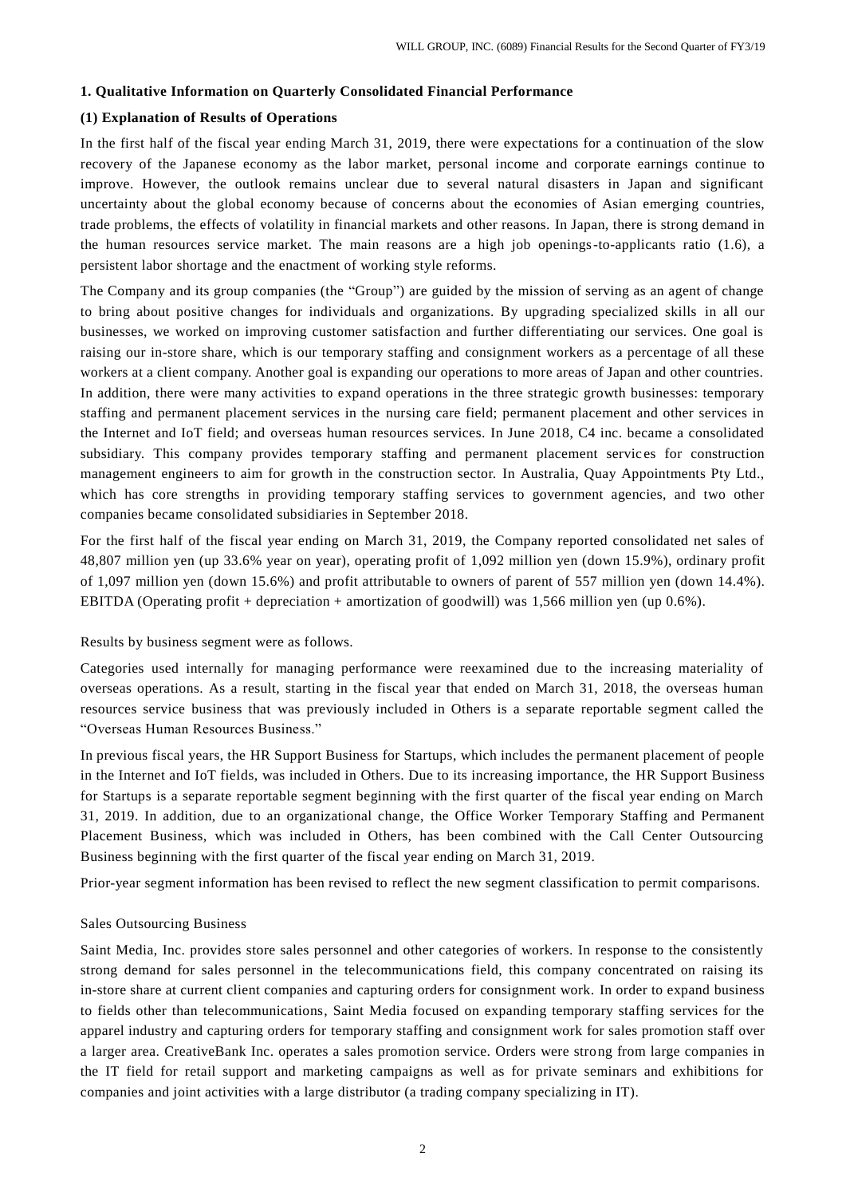## 1. Qualitative Information on Quarterly Consolidated Financial Performance

### (1) Explanation of Results of Operations

In the first half of the fiscal year ending March 31, 2019, there were expectations for a continuation of the slow recovery of the Japanese economy as the labor market, personal income and corporate earnings continue to improve. However, the outlook remains unclear due to several natural disasters in Japan and significant uncertainty about the global economy because of concerns about the economies of Asian emerging countries, trade problems, the effects of volatility in financial markets and other reasons. In Japan, there is strong demand in the human resources service market. The main reasons are a high job openings-to-applicants ratio (1.6), a persistent labor shortage and the enactment of working style reforms.

The Company and its group companies (the "Group") are guided by the mission of serving as an agent of change to bring about positive changes for individuals and organizations. By upgrading specialized skills in all our businesses, we worked on improving customer satisfaction and further differentiating our services. One goal is raising our in-store share, which is our temporary staffing and consignment workers as a percentage of all these workers at a client company. Another goal is expanding our operations to more areas of Japan and other countries. In addition, there were many activities to expand operations in the three strategic growth businesses: temporary staffing and permanent placement services in the nursing care field; permanent placement and other services in the Internet and IoT field; and overseas human resources services. In June 2018, C4 inc. became a consolidated subsidiary. This company provides temporary staffing and permanent placement services for construction management engineers to aim for growth in the construction sector. In Australia, Quay Appointments Pty Ltd., which has core strengths in providing temporary staffing services to government agencies, and two other companies became consolidated subsidiaries in September 2018.

For the first half of the fiscal year ending on March 31, 2019, the Company reported consolidated net sales of 48,807 million yen (up 33.6% year on year), operating profit of 1,092 million yen (down 15.9%), ordinary profit of 1,097 million yen (down 15.6%) and profit attributable to owners of parent of 557 million yen (down 14.4%). EBITDA (Operating profit + depreciation + amortization of goodwill) was 1,566 million yen (up 0.6%).

Results by business segment were as follows.

Categories used internally for managing performance were reexamined due to the increasing materiality of overseas operations. As a result, starting in the fiscal year that ended on March 31, 2018, the overseas human resources service business that was previously included in Others is a separate reportable segment called the "Overseas Human Resources Business."

In previous fiscal years, the HR Support Business for Startups, which includes the permanent placement of people in the Internet and IoT fields, was included in Others. Due to its increasing importance, the HR Support Business for Startups is a separate reportable segment beginning with the first quarter of the fiscal year ending on March 31, 2019. In addition, due to an organizational change, the Office Worker Temporary Staffing and Permanent Placement Business, which was included in Others, has been combined with the Call Center Outsourcing Business beginning with the first quarter of the fiscal year ending on March 31, 2019.

Prior-year segment information has been revised to reflect the new segment classification to permit comparisons.

Sales Outsourcing Business

Saint Media, Inc. provides store sales personnel and other categories of workers. In response to the consistently strong demand for sales personnel in the telecommunications field, this company concentrated on raising its in-store share at current client companies and capturing orders for consignment work. In order to expand business to fields other than telecommunications, Saint Media focused on expanding temporary staffing services for the apparel industry and capturing orders for temporary staffing and consignment work for sales promotion staff over a larger area. CreativeBank Inc. operates a sales promotion service. Orders were strong from large companies in the IT field for retail support and marketing campaigns as well as for private seminars and exhibitions for companies and joint activities with a large distributor (a trading company specializing in IT).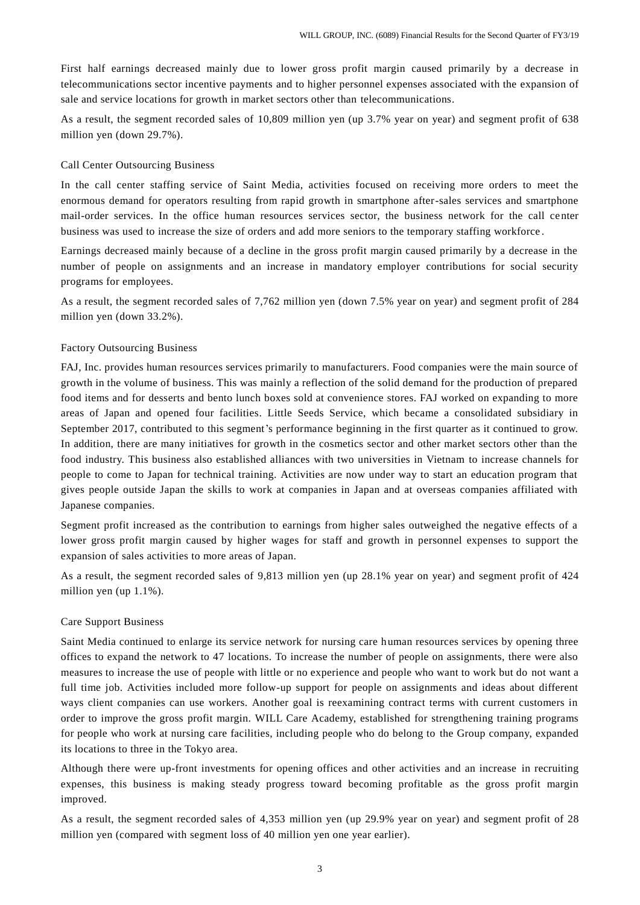First half earnings decreased mainly due to lower gross profit margin caused primarily by a decrease in telecommunications sector incentive payments and to higher personnel expenses associated with the expansion of sale and service locations for growth in market sectors other than telecommunications.

As a result, the segment recorded sales of 10,809 million yen (up 3.7% year on year) and segment profit of 638 million yen (down 29.7%).

### Call Center Outsourcing Business

In the call center staffing service of Saint Media, activities focused on receiving more orders to meet the enormous demand for operators resulting from rapid growth in smartphone after-sales services and smartphone mail-order services. In the office human resources services sector, the business network for the call center business was used to increase the size of orders and add more seniors to the temporary staffing workforce.

Earnings decreased mainly because of a decline in the gross profit margin caused primarily by a decrease in the number of people on assignments and an increase in mandatory employer contributions for social security programs for employees.

As a result, the segment recorded sales of 7,762 million yen (down 7.5% year on year) and segment profit of 284 million yen (down 33.2%).

### Factory Outsourcing Business

FAJ, Inc. provides human resources services primarily to manufacturers. Food companies were the main source of growth in the volume of business. This was mainly a reflection of the solid demand for the production of prepared food items and for desserts and bento lunch boxes sold at convenience stores. FAJ worked on expanding to more areas of Japan and opened four facilities. Little Seeds Service, which became a consolidated subsidiary in September 2017, contributed to this segment's performance beginning in the first quarter as it continued to grow. In addition, there are many initiatives for growth in the cosmetics sector and other market sectors other than the food industry. This business also established alliances with two universities in Vietnam to increase channels for people to come to Japan for technical training. Activities are now under way to start an education program that gives people outside Japan the skills to work at companies in Japan and at overseas companies affiliated with Japanese companies.

Segment profit increased as the contribution to earnings from higher sales outweighed the negative effects of a lower gross profit margin caused by higher wages for staff and growth in personnel expenses to support the expansion of sales activities to more areas of Japan.

As a result, the segment recorded sales of 9,813 million yen (up 28.1% year on year) and segment profit of 424 million yen (up 1.1%).

### Care Support Business

Saint Media continued to enlarge its service network for nursing care human resources services by opening three offices to expand the network to 47 locations. To increase the number of people on assignments, there were also measures to increase the use of people with little or no experience and people who want to work but do not want a full time job. Activities included more follow-up support for people on assignments and ideas about different ways client companies can use workers. Another goal is reexamining contract terms with current customers in order to improve the gross profit margin. WILL Care Academy, established for strengthening training programs for people who work at nursing care facilities, including people who do belong to the Group company, expanded its locations to three in the Tokyo area.

Although there were up-front investments for opening offices and other activities and an increase in recruiting expenses, this business is making steady progress toward becoming profitable as the gross profit margin improved.

As a result, the segment recorded sales of 4,353 million yen (up 29.9% year on year) and segment profit of 28 million yen (compared with segment loss of 40 million yen one year earlier).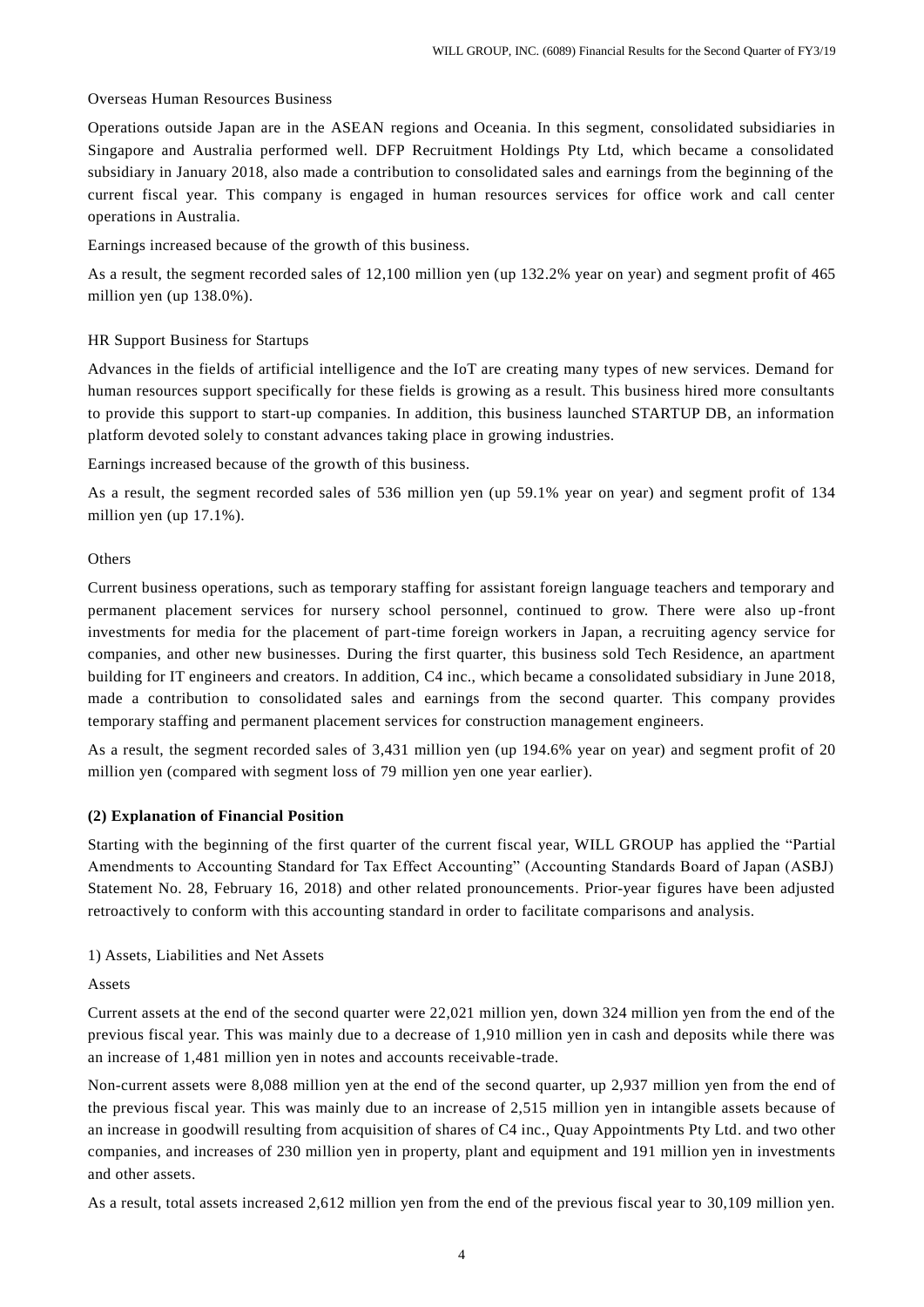Overseas Human Resources Business

Operations outside Japan are in the ASEAN regions and Oceania. In this segment, consolidated subsidiaries in Singapore and Australia performed well. DFP Recruitment Holdings Pty Ltd, which became a consolidated subsidiary in January 2018, also made a contribution to consolidated sales and earnings from the beginning of the current fiscal year. This company is engaged in human resources services for office work and call center operations in Australia.

Earnings increased because of the growth of this business.

As a result, the segment recorded sales of 12,100 million yen (up 132.2% year on year) and segment profit of 465 million yen (up 138.0%).

HR Support Business for Startups

Advances in the fields of artificial intelligence and the IoT are creating many types of new services. Demand for human resources support specifically for these fields is growing as a result. This business hired more consultants to provide this support to start-up companies. In addition, this business launched STARTUP DB, an information platform devoted solely to constant advances taking place in growing industries.

Earnings increased because of the growth of this business.

As a result, the segment recorded sales of 536 million yen (up 59.1% year on year) and segment profit of 134 million yen (up 17.1%).

Others

Current business operations, such as temporary staffing for assistant foreign language teachers and temporary and permanent placement services for nursery school personnel, continued to grow. There were also up-front investments for media for the placement of part-time foreign workers in Japan, a recruiting agency service for companies, and other new businesses. During the first quarter, this business sold Tech Residence, an apartment building for IT engineers and creators. In addition, C4 inc., which became a consolidated subsidiary in June 2018, made a contribution to consolidated sales and earnings from the second quarter. This company provides temporary staffing and permanent placement services for construction management engineers.

As a result, the segment recorded sales of 3,431 million yen (up 194.6% year on year) and segment profit of 20 million yen (compared with segment loss of 79 million yen one year earlier).

**(2) Explanation of Financial Position**

Starting with the beginning of the first quarter of the current fiscal year, WILL GROUP has applied the "Partial Amendments to Accounting Standard for Tax Effect Accounting" (Accounting Standards Board of Japan (ASBJ) Statement No. 28, February 16, 2018) and other related pronouncements. Prior-year figures have been adjusted retroactively to conform with this accounting standard in order to facilitate comparisons and analysis.

1) Assets, Liabilities and Net Assets

Assets

Current assets at the end of the second quarter were 22,021 million yen, down 324 million yen from the end of the previous fiscal year. This was mainly due to a decrease of 1,910 million yen in cash and deposits while there was an increase of 1,481 million yen in notes and accounts receivable-trade.

Non-current assets were 8,088 million yen at the end of the second quarter, up 2,937 million yen from the end of the previous fiscal year. This was mainly due to an increase of 2,515 million yen in intangible assets because of an increase in goodwill resulting from acquisition of shares of C4 inc., Quay Appointments Pty Ltd. and two other companies, and increases of 230 million yen in property, plant and equipment and 191 million yen in investments and other assets.

As a result, total assets increased 2,612 million yen from the end of the previous fiscal year to 30,109 million yen.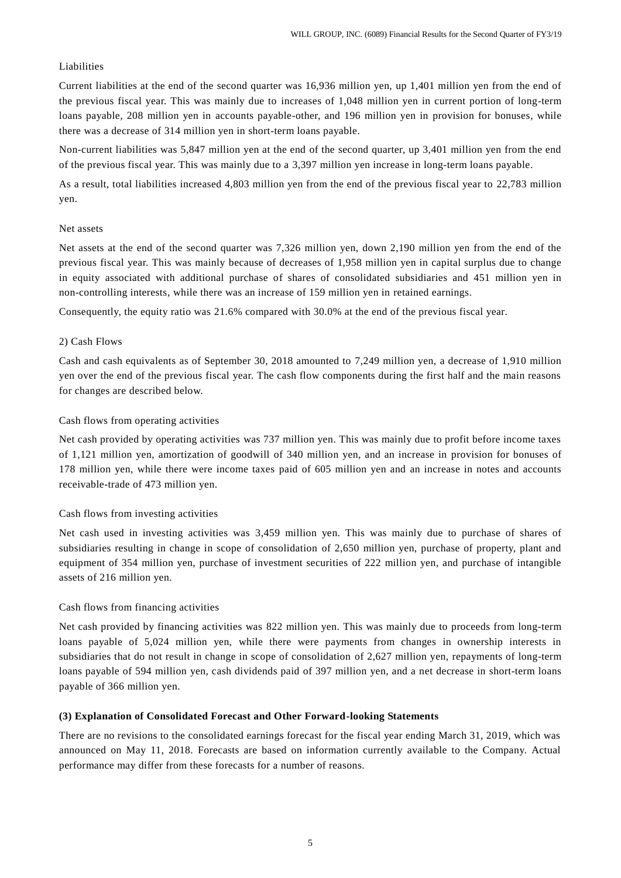Liabilities

Current liabilities at the end of the second quarter was 16,936 million yen, up 1,401 million yen from the end of the previous fiscal year. This was mainly due to increases of 1,048 million yen in current portion of long-term loans payable, 208 million yen in accounts payable-other, and 196 million yen in provision for bonuses, while there was a decrease of 314 million yen in short-term loans payable.

Non-current liabilities was 5,847 million yen at the end of the second quarter, up 3,401 million yen from the end of the previous fiscal year. This was mainly due to a 3,397 million yen increase in long-term loans payable.

As a result, total liabilities increased 4,803 million yen from the end of the previous fiscal year to 22,783 million yen.

Net assets

Net assets at the end of the second quarter was 7,326 million yen, down 2,190 million yen from the end of the previous fiscal year. This was mainly because of decreases of 1,958 million yen in capital surplus due to change in equity associated with additional purchase of shares of consolidated subsidiaries and 451 million yen in non-controlling interests, while there was an increase of 159 million yen in retained earnings.

Consequently, the equity ratio was 21.6% compared with 30.0% at the end of the previous fiscal year.

2) Cash Flows

Cash and cash equivalents as of September 30, 2018 amounted to 7,249 million yen, a decrease of 1,910 million yen over the end of the previous fiscal year. The cash flow components during the first half and the main reasons for changes are described below.

Cash flows from operating activities

Net cash provided by operating activities was 737 million yen. This was mainly due to profit before income taxes of 1,121 million yen, amortization of goodwill of 340 million yen, and an increase in provision for bonuses of 178 million yen, while there were income taxes paid of 605 million yen and an increase in notes and accounts receivable-trade of 473 million yen.

Cash flows from investing activities

Net cash used in investing activities was 3,459 million yen. This was mainly due to purchase of shares of subsidiaries resulting in change in scope of consolidation of 2,650 million yen, purchase of property, plant and equipment of 354 million yen, purchase of investment securities of 222 million yen, and purchase of intangible assets of 216 million yen.

Cash flows from financing activities

Net cash provided by financing activities was 822 million yen. This was mainly due to proceeds from long-term loans payable of 5,024 million yen, while there were payments from changes in ownership interests in subsidiaries that do not result in change in scope of consolidation of 2,627 million yen, repayments of long-term loans payable of 594 million yen, cash dividends paid of 397 million yen, and a net decrease in short-term loans payable of 366 million yen.

**(3) Explanation of Consolidated Forecast and Other Forward-looking Statements**

There are no revisions to the consolidated earnings forecast for the fiscal year ending March 31, 2019, which was announced on May 11, 2018. Forecasts are based on information currently available to the Company. Actual performance may differ from these forecasts for a number of reasons.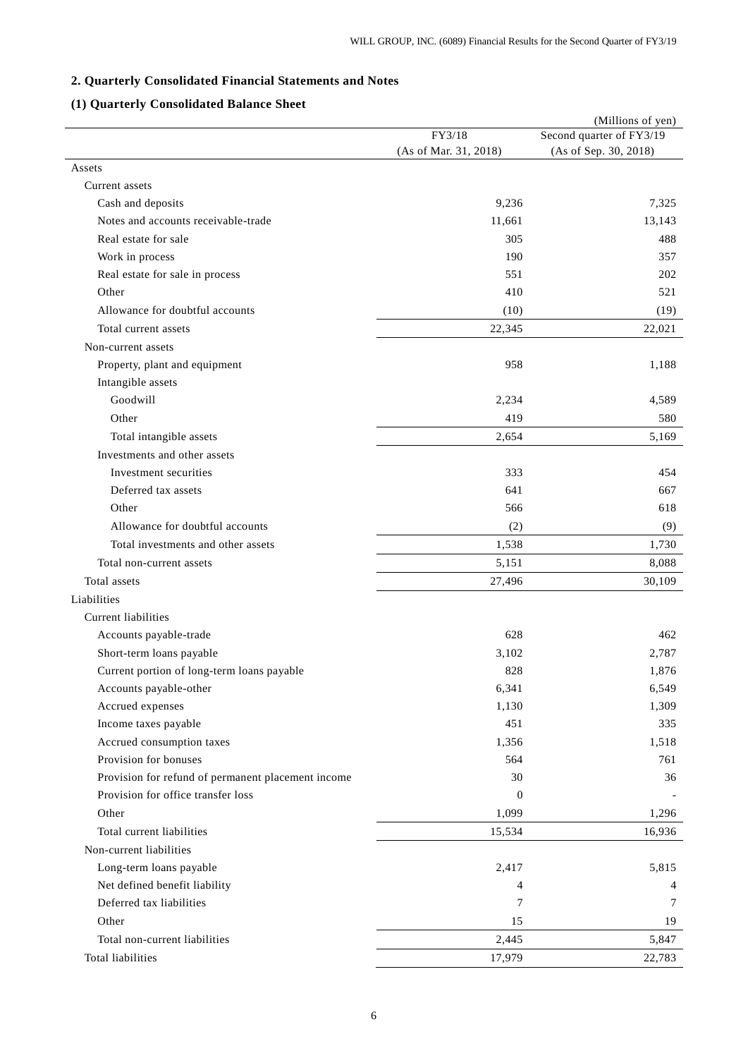## 2. Quarterly Consolidated Financial Statements and Notes

### (1) Quarterly Consolidated Balance Sheet

(Millions of yen)

| | FY3/18 (As of Mar. 31, 2018) | Second quarter of FY3/19 (As of Sep. 30, 2018) |
|---|---|---|
| Assets | | |
| Current assets | | |
| Cash and deposits | 9,236 | 7,325 |
| Notes and accounts receivable-trade | 11,661 | 13,143 |
| Real estate for sale | 305 | 488 |
| Work in process | 190 | 357 |
| Real estate for sale in process | 551 | 202 |
| Other | 410 | 521 |
| Allowance for doubtful accounts | (10) | (19) |
| Total current assets | 22,345 | 22,021 |
| Non-current assets | | |
| Property, plant and equipment | 958 | 1,188 |
| Intangible assets | | |
| Goodwill | 2,234 | 4,589 |
| Other | 419 | 580 |
| Total intangible assets | 2,654 | 5,169 |
| Investments and other assets | | |
| Investment securities | 333 | 454 |
| Deferred tax assets | 641 | 667 |
| Other | 566 | 618 |
| Allowance for doubtful accounts | (2) | (9) |
| Total investments and other assets | 1,538 | 1,730 |
| Total non-current assets | 5,151 | 8,088 |
| Total assets | 27,496 | 30,109 |
| Liabilities | | |
| Current liabilities | | |
| Accounts payable-trade | 628 | 462 |
| Short-term loans payable | 3,102 | 2,787 |
| Current portion of long-term loans payable | 828 | 1,876 |
| Accounts payable-other | 6,341 | 6,549 |
| Accrued expenses | 1,130 | 1,309 |
| Income taxes payable | 451 | 335 |
| Accrued consumption taxes | 1,356 | 1,518 |
| Provision for bonuses | 564 | 761 |
| Provision for refund of permanent placement income | 30 | 36 |
| Provision for office transfer loss | 0 | - |
| Other | 1,099 | 1,296 |
| Total current liabilities | 15,534 | 16,936 |
| Non-current liabilities | | |
| Long-term loans payable | 2,417 | 5,815 |
| Net defined benefit liability | 4 | 4 |
| Deferred tax liabilities | 7 | 7 |
| Other | 15 | 19 |
| Total non-current liabilities | 2,445 | 5,847 |
| Total liabilities | 17,979 | 22,783 |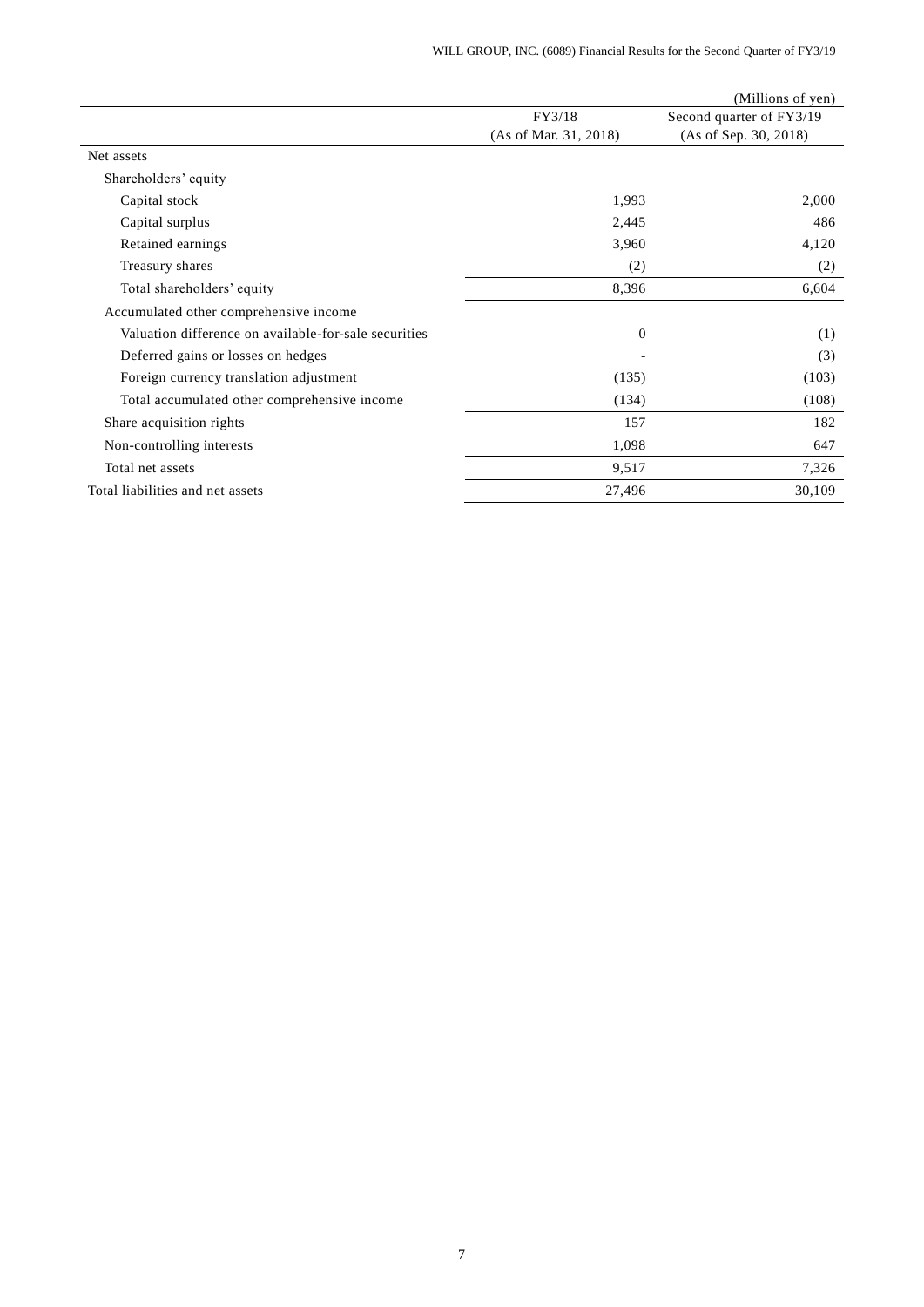(Millions of yen)

| | FY3/18 (As of Mar. 31, 2018) | Second quarter of FY3/19 (As of Sep. 30, 2018) |
|---|---|---|
| Net assets | | |
| Shareholders' equity | | |
| Capital stock | 1,993 | 2,000 |
| Capital surplus | 2,445 | 486 |
| Retained earnings | 3,960 | 4,120 |
| Treasury shares | (2) | (2) |
| Total shareholders' equity | 8,396 | 6,604 |
| Accumulated other comprehensive income | | |
| Valuation difference on available-for-sale securities | 0 | (1) |
| Deferred gains or losses on hedges | - | (3) |
| Foreign currency translation adjustment | (135) | (103) |
| Total accumulated other comprehensive income | (134) | (108) |
| Share acquisition rights | 157 | 182 |
| Non-controlling interests | 1,098 | 647 |
| Total net assets | 9,517 | 7,326 |
| Total liabilities and net assets | 27,496 | 30,109 |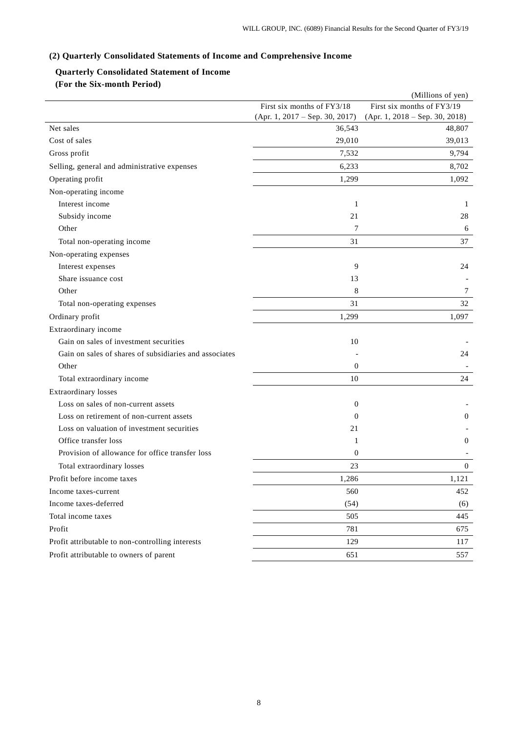### (2) Quarterly Consolidated Statements of Income and Comprehensive Income

**Quarterly Consolidated Statement of Income**
**(For the Six-month Period)**

(Millions of yen)

| | First six months of FY3/18 (Apr. 1, 2017 – Sep. 30, 2017) | First six months of FY3/19 (Apr. 1, 2018 – Sep. 30, 2018) |
|---|---|---|
| Net sales | 36,543 | 48,807 |
| Cost of sales | 29,010 | 39,013 |
| Gross profit | 7,532 | 9,794 |
| Selling, general and administrative expenses | 6,233 | 8,702 |
| Operating profit | 1,299 | 1,092 |
| Non-operating income | | |
| Interest income | 1 | 1 |
| Subsidy income | 21 | 28 |
| Other | 7 | 6 |
| Total non-operating income | 31 | 37 |
| Non-operating expenses | | |
| Interest expenses | 9 | 24 |
| Share issuance cost | 13 | - |
| Other | 8 | 7 |
| Total non-operating expenses | 31 | 32 |
| Ordinary profit | 1,299 | 1,097 |
| Extraordinary income | | |
| Gain on sales of investment securities | 10 | - |
| Gain on sales of shares of subsidiaries and associates | - | 24 |
| Other | 0 | - |
| Total extraordinary income | 10 | 24 |
| Extraordinary losses | | |
| Loss on sales of non-current assets | 0 | - |
| Loss on retirement of non-current assets | 0 | 0 |
| Loss on valuation of investment securities | 21 | - |
| Office transfer loss | 1 | 0 |
| Provision of allowance for office transfer loss | 0 | - |
| Total extraordinary losses | 23 | 0 |
| Profit before income taxes | 1,286 | 1,121 |
| Income taxes-current | 560 | 452 |
| Income taxes-deferred | (54) | (6) |
| Total income taxes | 505 | 445 |
| Profit | 781 | 675 |
| Profit attributable to non-controlling interests | 129 | 117 |
| Profit attributable to owners of parent | 651 | 557 |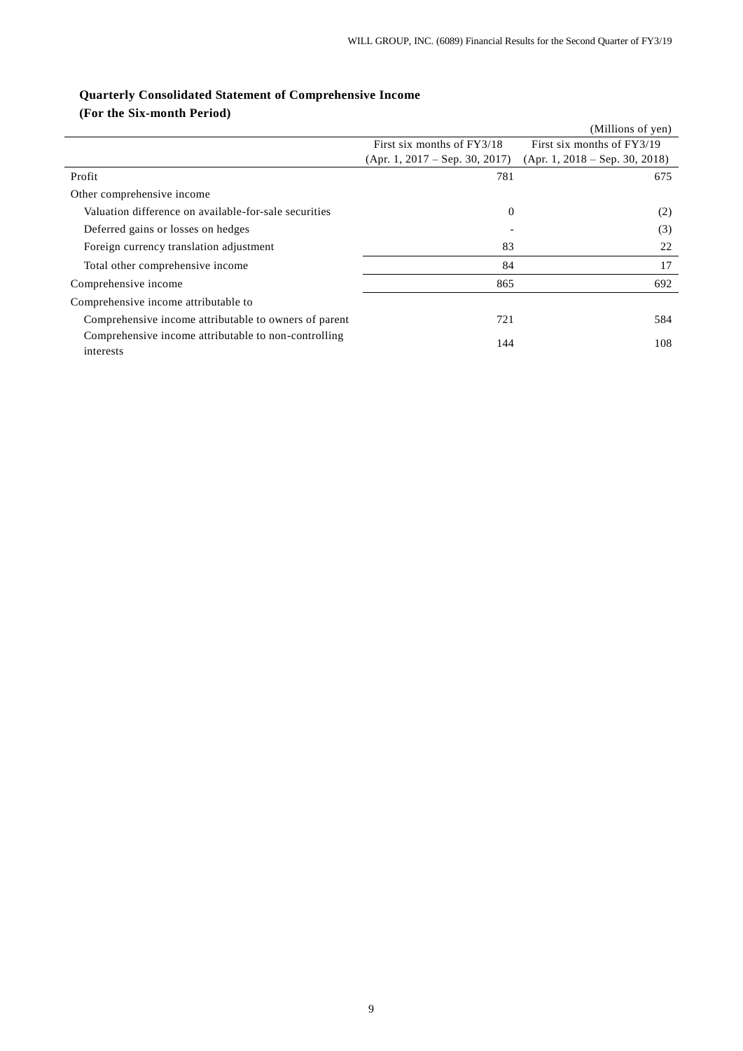**Quarterly Consolidated Statement of Comprehensive Income**

**(For the Six-month Period)**

(Millions of yen)

| | First six months of FY3/18 (Apr. 1, 2017 – Sep. 30, 2017) | First six months of FY3/19 (Apr. 1, 2018 – Sep. 30, 2018) |
|---|---|---|
| Profit | 781 | 675 |
| Other comprehensive income | | |
| Valuation difference on available-for-sale securities | 0 | (2) |
| Deferred gains or losses on hedges | - | (3) |
| Foreign currency translation adjustment | 83 | 22 |
| Total other comprehensive income | 84 | 17 |
| Comprehensive income | 865 | 692 |
| Comprehensive income attributable to | | |
| Comprehensive income attributable to owners of parent | 721 | 584 |
| Comprehensive income attributable to non-controlling interests | 144 | 108 |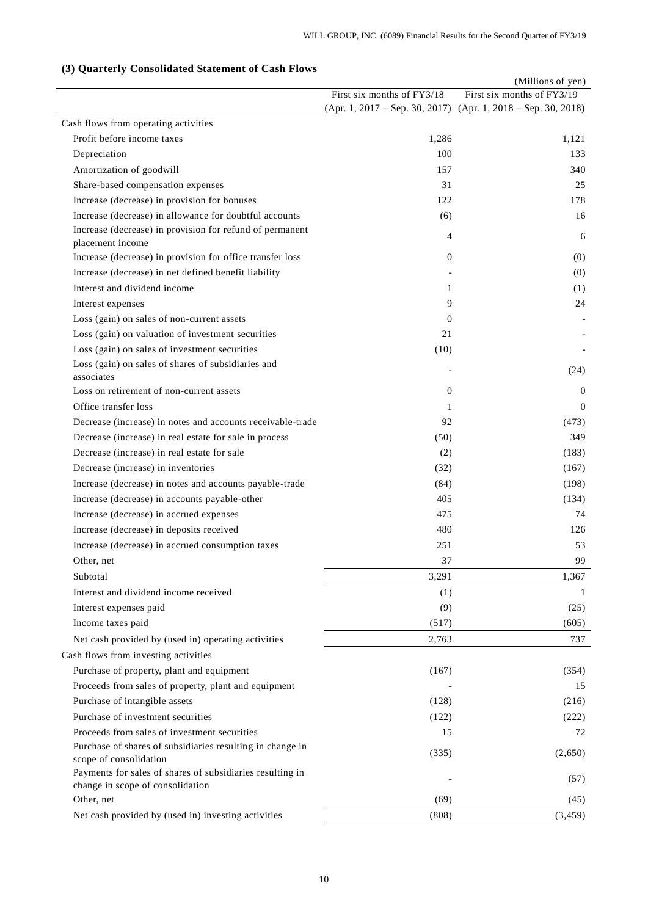### (3) Quarterly Consolidated Statement of Cash Flows

(Millions of yen)

| | First six months of FY3/18 (Apr. 1, 2017 – Sep. 30, 2017) | First six months of FY3/19 (Apr. 1, 2018 – Sep. 30, 2018) |
|---|---|---|
| Cash flows from operating activities | | |
| Profit before income taxes | 1,286 | 1,121 |
| Depreciation | 100 | 133 |
| Amortization of goodwill | 157 | 340 |
| Share-based compensation expenses | 31 | 25 |
| Increase (decrease) in provision for bonuses | 122 | 178 |
| Increase (decrease) in allowance for doubtful accounts | (6) | 16 |
| Increase (decrease) in provision for refund of permanent placement income | 4 | 6 |
| Increase (decrease) in provision for office transfer loss | 0 | (0) |
| Increase (decrease) in net defined benefit liability | - | (0) |
| Interest and dividend income | 1 | (1) |
| Interest expenses | 9 | 24 |
| Loss (gain) on sales of non-current assets | 0 | - |
| Loss (gain) on valuation of investment securities | 21 | - |
| Loss (gain) on sales of investment securities | (10) | - |
| Loss (gain) on sales of shares of subsidiaries and associates | - | (24) |
| Loss on retirement of non-current assets | 0 | 0 |
| Office transfer loss | 1 | 0 |
| Decrease (increase) in notes and accounts receivable-trade | 92 | (473) |
| Decrease (increase) in real estate for sale in process | (50) | 349 |
| Decrease (increase) in real estate for sale | (2) | (183) |
| Decrease (increase) in inventories | (32) | (167) |
| Increase (decrease) in notes and accounts payable-trade | (84) | (198) |
| Increase (decrease) in accounts payable-other | 405 | (134) |
| Increase (decrease) in accrued expenses | 475 | 74 |
| Increase (decrease) in deposits received | 480 | 126 |
| Increase (decrease) in accrued consumption taxes | 251 | 53 |
| Other, net | 37 | 99 |
| Subtotal | 3,291 | 1,367 |
| Interest and dividend income received | (1) | 1 |
| Interest expenses paid | (9) | (25) |
| Income taxes paid | (517) | (605) |
| Net cash provided by (used in) operating activities | 2,763 | 737 |
| Cash flows from investing activities | | |
| Purchase of property, plant and equipment | (167) | (354) |
| Proceeds from sales of property, plant and equipment | - | 15 |
| Purchase of intangible assets | (128) | (216) |
| Purchase of investment securities | (122) | (222) |
| Proceeds from sales of investment securities | 15 | 72 |
| Purchase of shares of subsidiaries resulting in change in scope of consolidation | (335) | (2,650) |
| Payments for sales of shares of subsidiaries resulting in change in scope of consolidation | - | (57) |
| Other, net | (69) | (45) |
| Net cash provided by (used in) investing activities | (808) | (3,459) |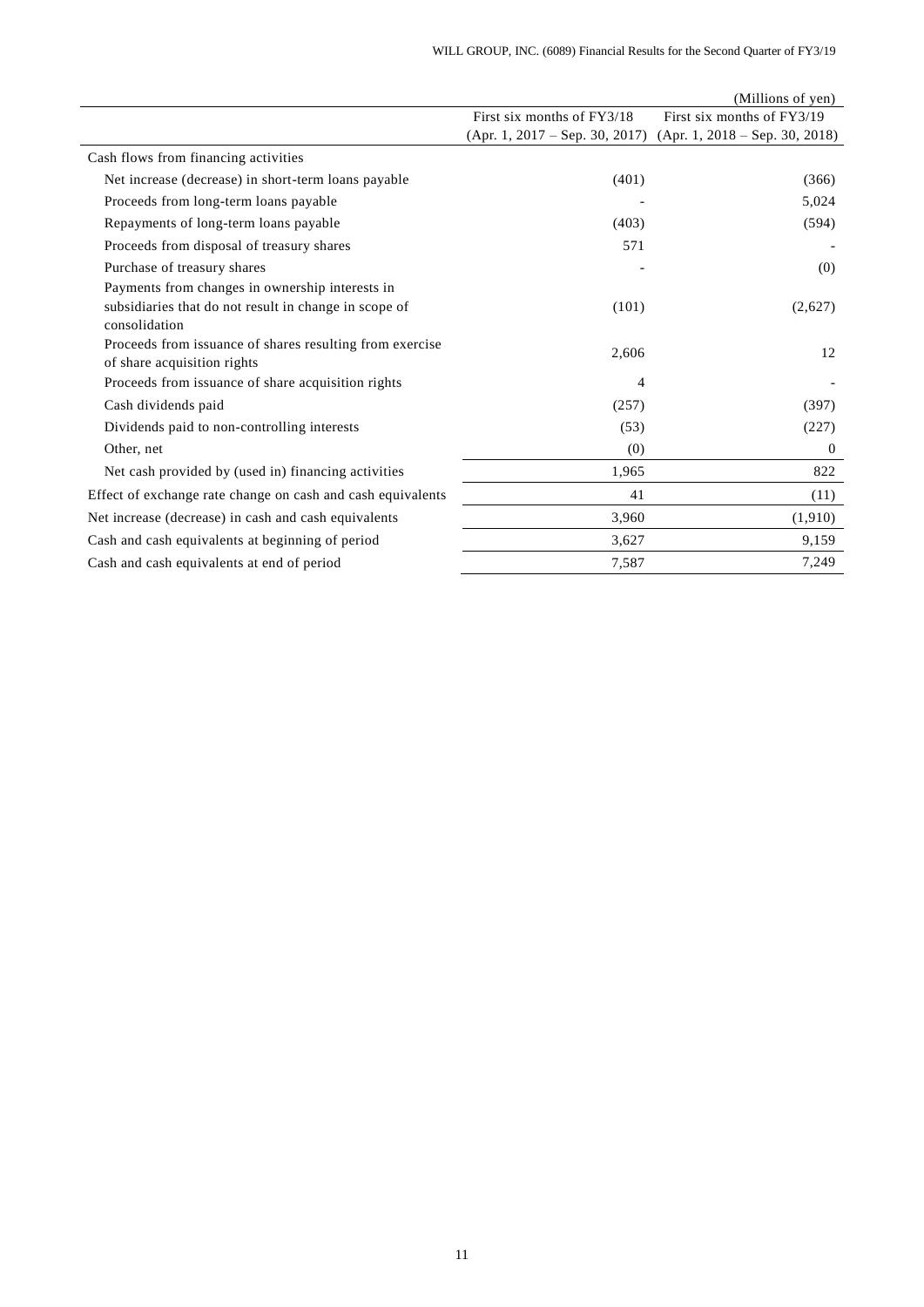(Millions of yen)

| | First six months of FY3/18 (Apr. 1, 2017 – Sep. 30, 2017) | First six months of FY3/19 (Apr. 1, 2018 – Sep. 30, 2018) |
|---|---|---|
| Cash flows from financing activities | | |
| Net increase (decrease) in short-term loans payable | (401) | (366) |
| Proceeds from long-term loans payable | - | 5,024 |
| Repayments of long-term loans payable | (403) | (594) |
| Proceeds from disposal of treasury shares | 571 | - |
| Purchase of treasury shares | - | (0) |
| Payments from changes in ownership interests in subsidiaries that do not result in change in scope of consolidation | (101) | (2,627) |
| Proceeds from issuance of shares resulting from exercise of share acquisition rights | 2,606 | 12 |
| Proceeds from issuance of share acquisition rights | 4 | - |
| Cash dividends paid | (257) | (397) |
| Dividends paid to non-controlling interests | (53) | (227) |
| Other, net | (0) | 0 |
| Net cash provided by (used in) financing activities | 1,965 | 822 |
| Effect of exchange rate change on cash and cash equivalents | 41 | (11) |
| Net increase (decrease) in cash and cash equivalents | 3,960 | (1,910) |
| Cash and cash equivalents at beginning of period | 3,627 | 9,159 |
| Cash and cash equivalents at end of period | 7,587 | 7,249 |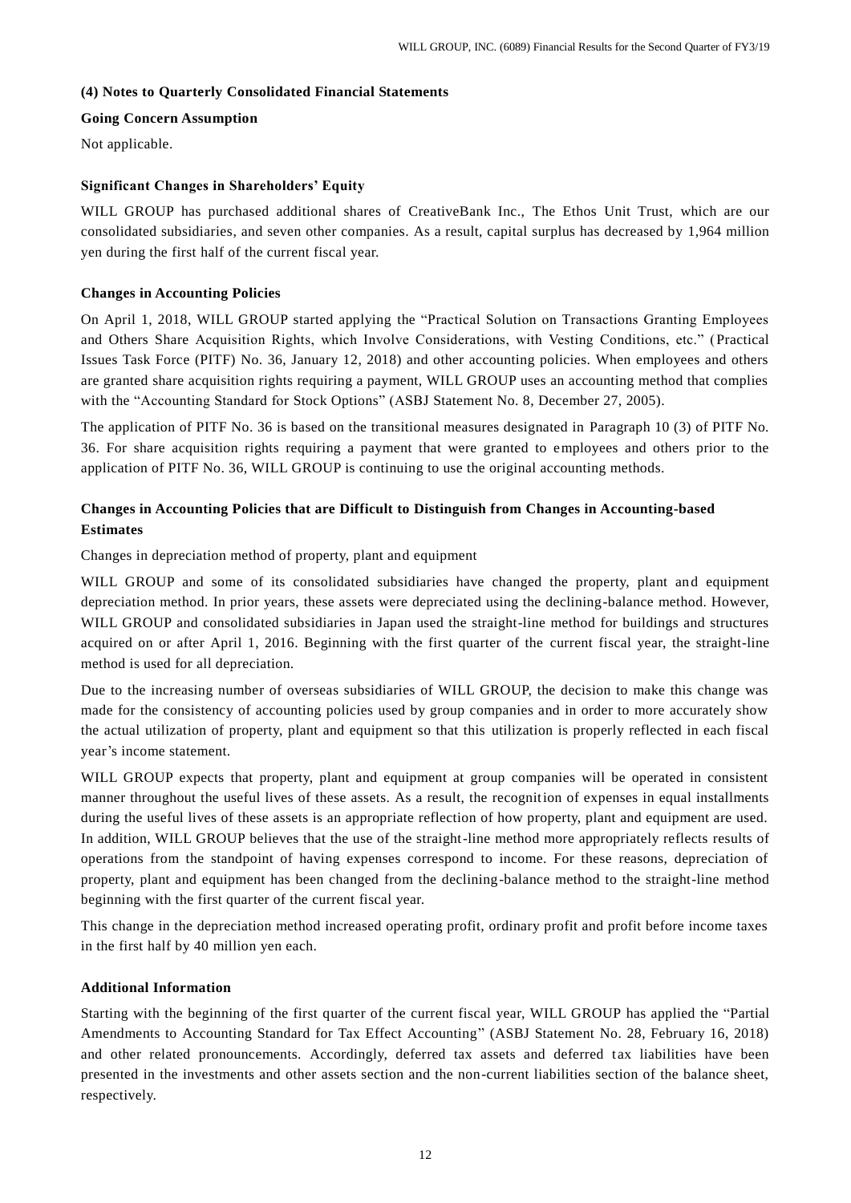### (4) Notes to Quarterly Consolidated Financial Statements

**Going Concern Assumption**

Not applicable.

**Significant Changes in Shareholders' Equity**

WILL GROUP has purchased additional shares of CreativeBank Inc., The Ethos Unit Trust, which are our consolidated subsidiaries, and seven other companies. As a result, capital surplus has decreased by 1,964 million yen during the first half of the current fiscal year.

**Changes in Accounting Policies**

On April 1, 2018, WILL GROUP started applying the "Practical Solution on Transactions Granting Employees and Others Share Acquisition Rights, which Involve Considerations, with Vesting Conditions, etc." (Practical Issues Task Force (PITF) No. 36, January 12, 2018) and other accounting policies. When employees and others are granted share acquisition rights requiring a payment, WILL GROUP uses an accounting method that complies with the "Accounting Standard for Stock Options" (ASBJ Statement No. 8, December 27, 2005).

The application of PITF No. 36 is based on the transitional measures designated in Paragraph 10 (3) of PITF No. 36. For share acquisition rights requiring a payment that were granted to employees and others prior to the application of PITF No. 36, WILL GROUP is continuing to use the original accounting methods.

**Changes in Accounting Policies that are Difficult to Distinguish from Changes in Accounting-based Estimates**

Changes in depreciation method of property, plant and equipment

WILL GROUP and some of its consolidated subsidiaries have changed the property, plant and equipment depreciation method. In prior years, these assets were depreciated using the declining-balance method. However, WILL GROUP and consolidated subsidiaries in Japan used the straight-line method for buildings and structures acquired on or after April 1, 2016. Beginning with the first quarter of the current fiscal year, the straight-line method is used for all depreciation.

Due to the increasing number of overseas subsidiaries of WILL GROUP, the decision to make this change was made for the consistency of accounting policies used by group companies and in order to more accurately show the actual utilization of property, plant and equipment so that this utilization is properly reflected in each fiscal year's income statement.

WILL GROUP expects that property, plant and equipment at group companies will be operated in consistent manner throughout the useful lives of these assets. As a result, the recognition of expenses in equal installments during the useful lives of these assets is an appropriate reflection of how property, plant and equipment are used. In addition, WILL GROUP believes that the use of the straight-line method more appropriately reflects results of operations from the standpoint of having expenses correspond to income. For these reasons, depreciation of property, plant and equipment has been changed from the declining-balance method to the straight-line method beginning with the first quarter of the current fiscal year.

This change in the depreciation method increased operating profit, ordinary profit and profit before income taxes in the first half by 40 million yen each.

**Additional Information**

Starting with the beginning of the first quarter of the current fiscal year, WILL GROUP has applied the "Partial Amendments to Accounting Standard for Tax Effect Accounting" (ASBJ Statement No. 28, February 16, 2018) and other related pronouncements. Accordingly, deferred tax assets and deferred tax liabilities have been presented in the investments and other assets section and the non-current liabilities section of the balance sheet, respectively.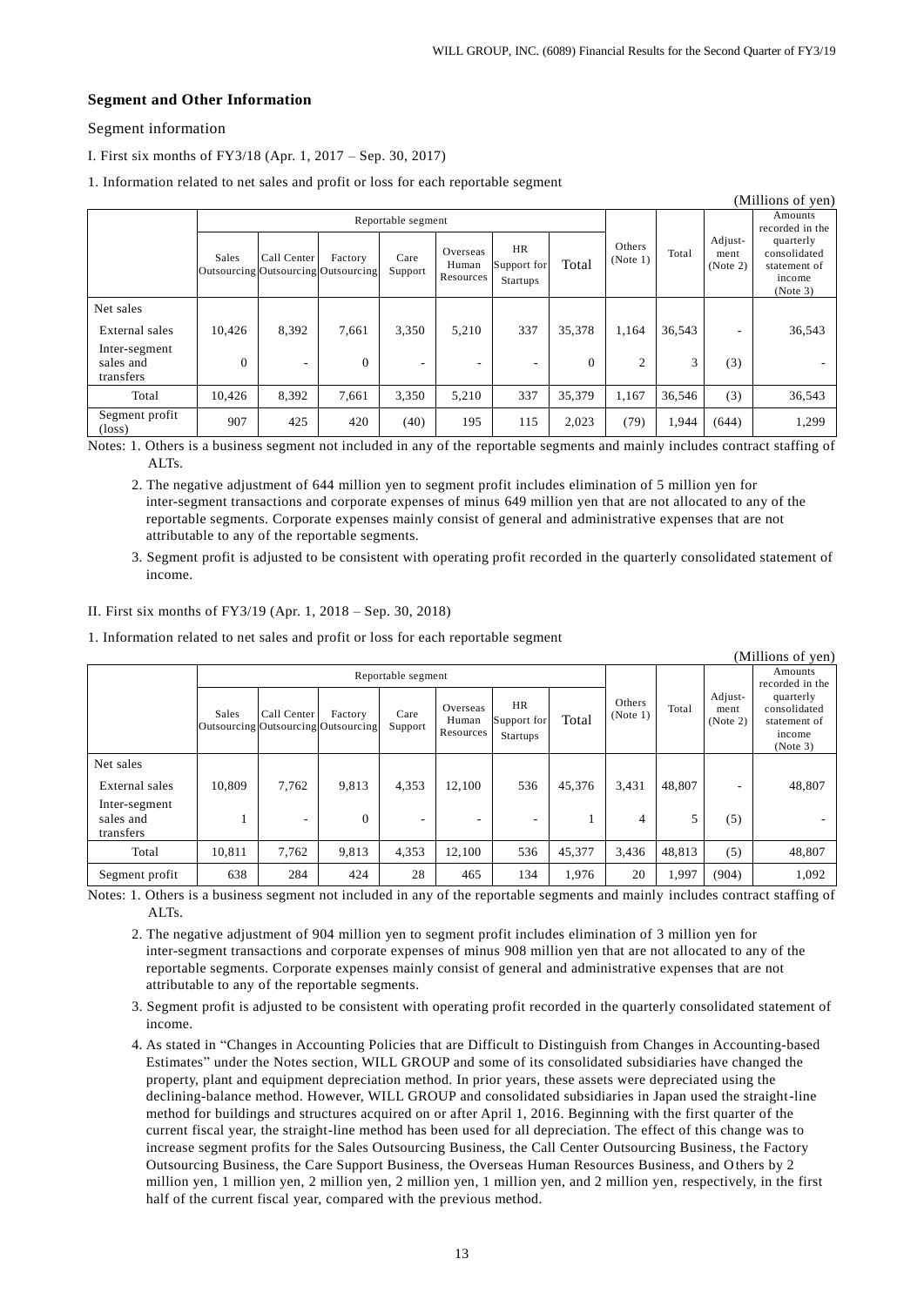## Segment and Other Information

Segment information

I. First six months of FY3/18 (Apr. 1, 2017 – Sep. 30, 2017)

1. Information related to net sales and profit or loss for each reportable segment

(Millions of yen)

| | Reportable segment | | | | | | | Others (Note 1) | Total | Adjust-ment (Note 2) | Amounts recorded in the quarterly consolidated statement of income (Note 3) |
|---|---|---|---|---|---|---|---|---|---|---|---|
| | Sales Outsourcing | Call Center Outsourcing | Factory Outsourcing | Care Support | Overseas Human Resources | HR Support for Startups | Total | | | | |
| Net sales | | | | | | | | | | | |
| External sales | 10,426 | 8,392 | 7,661 | 3,350 | 5,210 | 337 | 35,378 | 1,164 | 36,543 | - | 36,543 |
| Inter-segment sales and transfers | 0 | - | 0 | - | - | - | 0 | 2 | 3 | (3) | - |
| Total | 10,426 | 8,392 | 7,661 | 3,350 | 5,210 | 337 | 35,379 | 1,167 | 36,546 | (3) | 36,543 |
| Segment profit (loss) | 907 | 425 | 420 | (40) | 195 | 115 | 2,023 | (79) | 1,944 | (644) | 1,299 |

Notes: 1. Others is a business segment not included in any of the reportable segments and mainly includes contract staffing of ALTs.

2. The negative adjustment of 644 million yen to segment profit includes elimination of 5 million yen for inter-segment transactions and corporate expenses of minus 649 million yen that are not allocated to any of the reportable segments. Corporate expenses mainly consist of general and administrative expenses that are not attributable to any of the reportable segments.

3. Segment profit is adjusted to be consistent with operating profit recorded in the quarterly consolidated statement of income.

II. First six months of FY3/19 (Apr. 1, 2018 – Sep. 30, 2018)

1. Information related to net sales and profit or loss for each reportable segment

(Millions of yen)

| | Reportable segment | | | | | | | Others (Note 1) | Total | Adjust-ment (Note 2) | Amounts recorded in the quarterly consolidated statement of income (Note 3) |
|---|---|---|---|---|---|---|---|---|---|---|---|
| | Sales Outsourcing | Call Center Outsourcing | Factory Outsourcing | Care Support | Overseas Human Resources | HR Support for Startups | Total | | | | |
| Net sales | | | | | | | | | | | |
| External sales | 10,809 | 7,762 | 9,813 | 4,353 | 12,100 | 536 | 45,376 | 3,431 | 48,807 | - | 48,807 |
| Inter-segment sales and transfers | 1 | - | 0 | - | - | - | 1 | 4 | 5 | (5) | - |
| Total | 10,811 | 7,762 | 9,813 | 4,353 | 12,100 | 536 | 45,377 | 3,436 | 48,813 | (5) | 48,807 |
| Segment profit | 638 | 284 | 424 | 28 | 465 | 134 | 1,976 | 20 | 1,997 | (904) | 1,092 |

Notes: 1. Others is a business segment not included in any of the reportable segments and mainly includes contract staffing of ALTs.

2. The negative adjustment of 904 million yen to segment profit includes elimination of 3 million yen for inter-segment transactions and corporate expenses of minus 908 million yen that are not allocated to any of the reportable segments. Corporate expenses mainly consist of general and administrative expenses that are not attributable to any of the reportable segments.

3. Segment profit is adjusted to be consistent with operating profit recorded in the quarterly consolidated statement of income.

4. As stated in "Changes in Accounting Policies that are Difficult to Distinguish from Changes in Accounting-based Estimates" under the Notes section, WILL GROUP and some of its consolidated subsidiaries have changed the property, plant and equipment depreciation method. In prior years, these assets were depreciated using the declining-balance method. However, WILL GROUP and consolidated subsidiaries in Japan used the straight-line method for buildings and structures acquired on or after April 1, 2016. Beginning with the first quarter of the current fiscal year, the straight-line method has been used for all depreciation. The effect of this change was to increase segment profits for the Sales Outsourcing Business, the Call Center Outsourcing Business, the Factory Outsourcing Business, the Care Support Business, the Overseas Human Resources Business, and Others by 2 million yen, 1 million yen, 2 million yen, 2 million yen, 1 million yen, and 2 million yen, respectively, in the first half of the current fiscal year, compared with the previous method.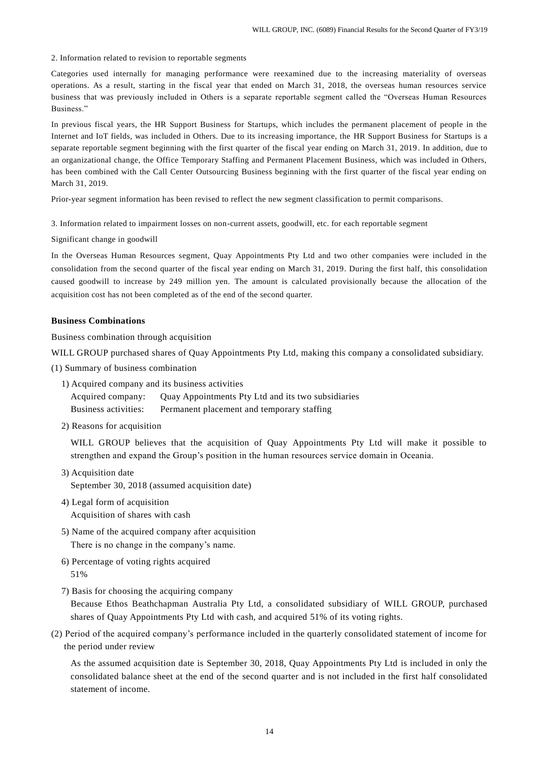2. Information related to revision to reportable segments

Categories used internally for managing performance were reexamined due to the increasing materiality of overseas operations. As a result, starting in the fiscal year that ended on March 31, 2018, the overseas human resources service business that was previously included in Others is a separate reportable segment called the "Overseas Human Resources Business."

In previous fiscal years, the HR Support Business for Startups, which includes the permanent placement of people in the Internet and IoT fields, was included in Others. Due to its increasing importance, the HR Support Business for Startups is a separate reportable segment beginning with the first quarter of the fiscal year ending on March 31, 2019. In addition, due to an organizational change, the Office Temporary Staffing and Permanent Placement Business, which was included in Others, has been combined with the Call Center Outsourcing Business beginning with the first quarter of the fiscal year ending on March 31, 2019.

Prior-year segment information has been revised to reflect the new segment classification to permit comparisons.

3. Information related to impairment losses on non-current assets, goodwill, etc. for each reportable segment

Significant change in goodwill

In the Overseas Human Resources segment, Quay Appointments Pty Ltd and two other companies were included in the consolidation from the second quarter of the fiscal year ending on March 31, 2019. During the first half, this consolidation caused goodwill to increase by 249 million yen. The amount is calculated provisionally because the allocation of the acquisition cost has not been completed as of the end of the second quarter.

**Business Combinations**

Business combination through acquisition

WILL GROUP purchased shares of Quay Appointments Pty Ltd, making this company a consolidated subsidiary.

(1) Summary of business combination

1) Acquired company and its business activities
   Acquired company: Quay Appointments Pty Ltd and its two subsidiaries
   Business activities: Permanent placement and temporary staffing

2) Reasons for acquisition
   WILL GROUP believes that the acquisition of Quay Appointments Pty Ltd will make it possible to strengthen and expand the Group's position in the human resources service domain in Oceania.

3) Acquisition date
   September 30, 2018 (assumed acquisition date)

4) Legal form of acquisition
   Acquisition of shares with cash

5) Name of the acquired company after acquisition
   There is no change in the company's name.

6) Percentage of voting rights acquired
   51%

7) Basis for choosing the acquiring company
   Because Ethos Beathchapman Australia Pty Ltd, a consolidated subsidiary of WILL GROUP, purchased shares of Quay Appointments Pty Ltd with cash, and acquired 51% of its voting rights.

(2) Period of the acquired company's performance included in the quarterly consolidated statement of income for the period under review

   As the assumed acquisition date is September 30, 2018, Quay Appointments Pty Ltd is included in only the consolidated balance sheet at the end of the second quarter and is not included in the first half consolidated statement of income.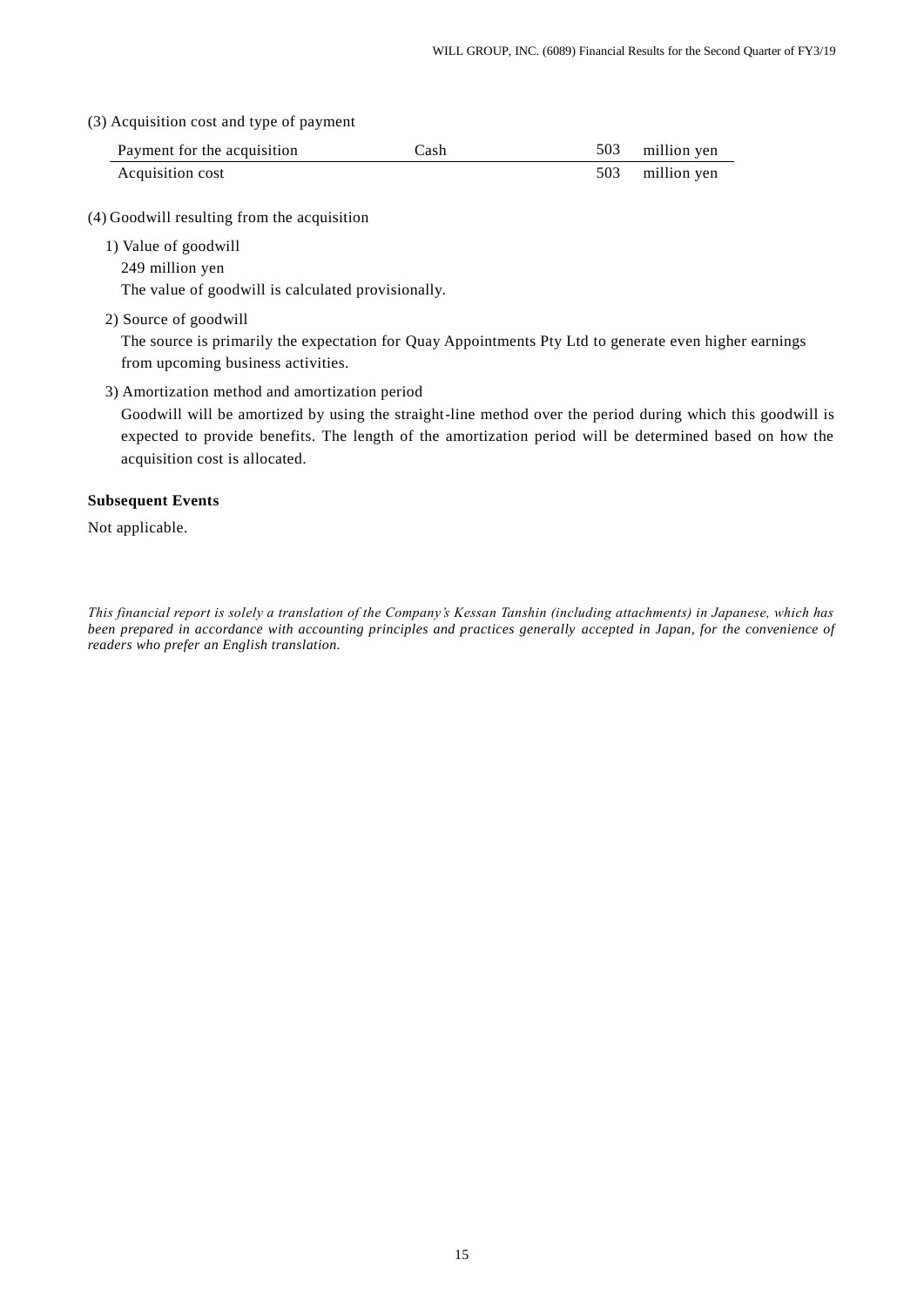(3) Acquisition cost and type of payment

| | | | |
|---|---|---|---|
| Payment for the acquisition | Cash | 503 | million yen |
| Acquisition cost | | 503 | million yen |

(4) Goodwill resulting from the acquisition

1) Value of goodwill

249 million yen

The value of goodwill is calculated provisionally.

2) Source of goodwill

The source is primarily the expectation for Quay Appointments Pty Ltd to generate even higher earnings from upcoming business activities.

3) Amortization method and amortization period

Goodwill will be amortized by using the straight-line method over the period during which this goodwill is expected to provide benefits. The length of the amortization period will be determined based on how the acquisition cost is allocated.

**Subsequent Events**

Not applicable.

*This financial report is solely a translation of the Company's Kessan Tanshin (including attachments) in Japanese, which has been prepared in accordance with accounting principles and practices generally accepted in Japan, for the convenience of readers who prefer an English translation.*